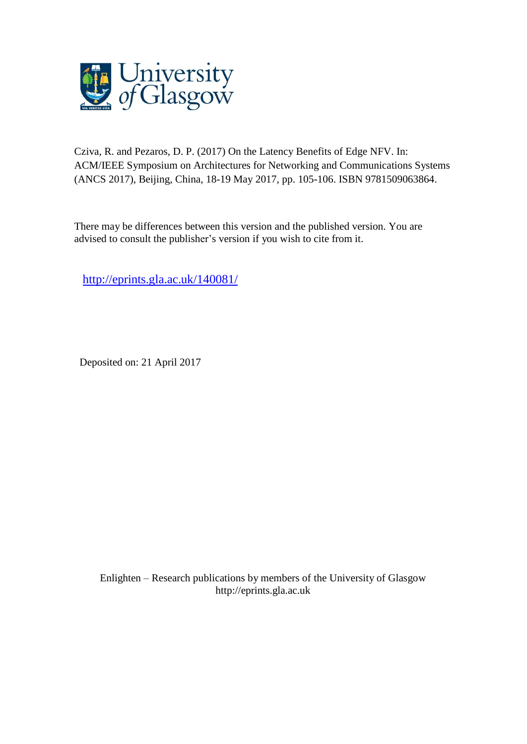Cziva, R. and Pezaros, D. P. (2017) On the Latency Benefits of Edge NFV. In: ACM/IEEE Symposium on Architectures for Networking and Communications Systems (ANCS 2017), Beijing, China, 18-19 May 2017, pp. 105-106. ISBN 9781509063864.

There may be differences between this version and the published version. You are advised to consult the publisher's version if you wish to cite from it.

http://eprints.gla.ac.uk/140081/

Deposited on: 21 April 2017

Enlighten – Research publications by members of the University of Glasgow
http://eprints.gla.ac.uk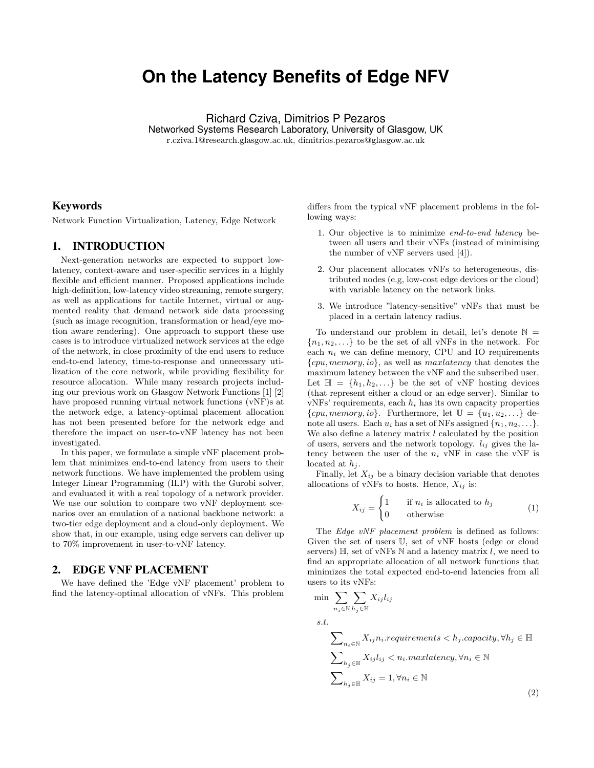# On the Latency Benefits of Edge NFV

Richard Cziva, Dimitrios P Pezaros
Networked Systems Research Laboratory, University of Glasgow, UK
r.cziva.1@research.glasgow.ac.uk, dimitrios.pezaros@glasgow.ac.uk

## Keywords

Network Function Virtualization, Latency, Edge Network

## 1. INTRODUCTION

Next-generation networks are expected to support low-latency, context-aware and user-specific services in a highly flexible and efficient manner. Proposed applications include high-definition, low-latency video streaming, remote surgery, as well as applications for tactile Internet, virtual or augmented reality that demand network side data processing (such as image recognition, transformation or head/eye motion aware rendering). One approach to support these use cases is to introduce virtualized network services at the edge of the network, in close proximity of the end users to reduce end-to-end latency, time-to-response and unnecessary utilization of the core network, while providing flexibility for resource allocation. While many research projects including our previous work on Glasgow Network Functions [1] [2] have proposed running virtual network functions (vNF)s at the network edge, a latency-optimal placement allocation has not been presented before for the network edge and therefore the impact on user-to-vNF latency has not been investigated.

In this paper, we formulate a simple vNF placement problem that minimizes end-to-end latency from users to their network functions. We have implemented the problem using Integer Linear Programming (ILP) with the Gurobi solver, and evaluated it with a real topology of a network provider. We use our solution to compare two vNF deployment scenarios over an emulation of a national backbone network: a two-tier edge deployment and a cloud-only deployment. We show that, in our example, using edge servers can deliver up to 70% improvement in user-to-vNF latency.

## 2. EDGE VNF PLACEMENT

We have defined the 'Edge vNF placement' problem to find the latency-optimal allocation of vNFs. This problem differs from the typical vNF placement problems in the following ways:

1. Our objective is to minimize *end-to-end latency* between all users and their vNFs (instead of minimising the number of vNF servers used [4]).
2. Our placement allocates vNFs to heterogeneous, distributed nodes (e.g, low-cost edge devices or the cloud) with variable latency on the network links.
3. We introduce "latency-sensitive" vNFs that must be placed in a certain latency radius.

To understand our problem in detail, let's denote $\mathbb{N} = \{n_1, n_2, \ldots\}$ to be the set of all vNFs in the network. For each $n_i$ we can define memory, CPU and IO requirements $\{cpu, memory, io\}$, as well as $maxlatency$ that denotes the maximum latency between the vNF and the subscribed user. Let $\mathbb{H} = \{h_1, h_2, \ldots\}$ be the set of vNF hosting devices (that represent either a cloud or an edge server). Similar to vNFs' requirements, each $h_i$ has its own capacity properties $\{cpu, memory, io\}$. Furthermore, let $\mathbb{U} = \{u_1, u_2, \ldots\}$ denote all users. Each $u_i$ has a set of NFs assigned $\{n_1, n_2, \ldots\}$. We also define a latency matrix $l$ calculated by the position of users, servers and the network topology. $l_{ij}$ gives the latency between the user of the $n_i$ vNF in case the vNF is located at $h_j$.

Finally, let $X_{ij}$ be a binary decision variable that denotes allocations of vNFs to hosts. Hence, $X_{ij}$ is:

$$X_{ij} = \begin{cases} 1 & \text{if } n_i \text{ is allocated to } h_j \\ 0 & \text{otherwise} \end{cases} \tag{1}$$

The *Edge vNF placement problem* is defined as follows: Given the set of users $\mathbb{U}$, set of vNF hosts (edge or cloud servers) $\mathbb{H}$, set of vNFs $\mathbb{N}$ and a latency matrix $l$, we need to find an appropriate allocation of all network functions that minimizes the total expected end-to-end latencies from all users to its vNFs:

$$\begin{aligned} \min \; & \sum_{n_i \in \mathbb{N}} \sum_{h_j \in \mathbb{H}} X_{ij} l_{ij} \\ s.t. \; & \\ & \sum_{n_i \in \mathbb{N}} X_{ij} n_i.requirements < h_j.capacity, \forall h_j \in \mathbb{H} \\ & \sum_{h_j \in \mathbb{H}} X_{ij} l_{ij} < n_i.maxlatency, \forall n_i \in \mathbb{N} \\ & \sum_{h_j \in \mathbb{H}} X_{ij} = 1, \forall n_i \in \mathbb{N} \end{aligned} \tag{2}$$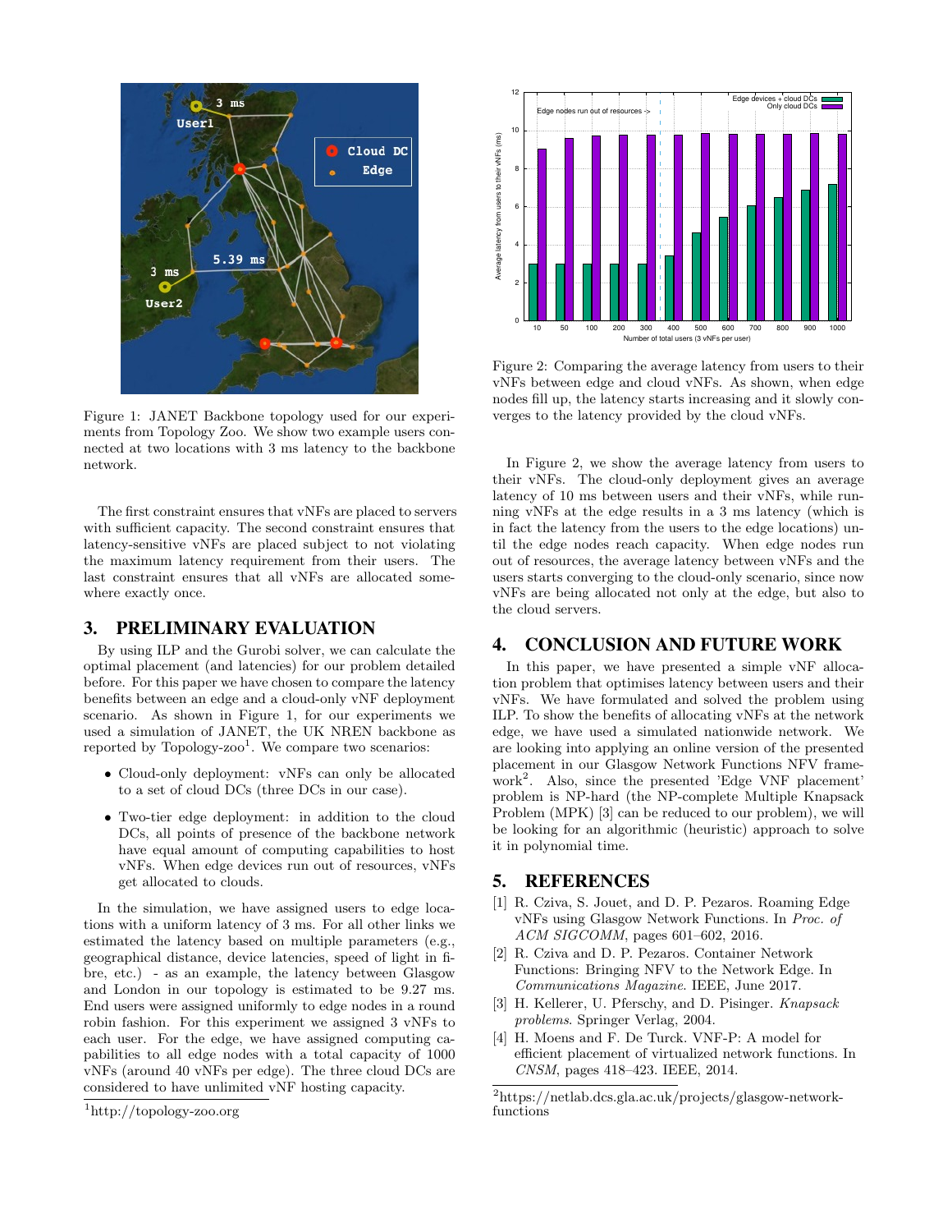3 ms

User1

Cloud DC

Edge

5.39 ms

3 ms

User2

Figure 1: JANET Backbone topology used for our experiments from Topology Zoo. We show two example users connected at two locations with 3 ms latency to the backbone network.

The first constraint ensures that vNFs are placed to servers with sufficient capacity. The second constraint ensures that latency-sensitive vNFs are placed subject to not violating the maximum latency requirement from their users. The last constraint ensures that all vNFs are allocated somewhere exactly once.

## 3. PRELIMINARY EVALUATION

By using ILP and the Gurobi solver, we can calculate the optimal placement (and latencies) for our problem detailed before. For this paper we have chosen to compare the latency benefits between an edge and a cloud-only vNF deployment scenario. As shown in Figure 1, for our experiments we used a simulation of JANET, the UK NREN backbone as reported by Topology-zoo[1]. We compare two scenarios:

- Cloud-only deployment: vNFs can only be allocated to a set of cloud DCs (three DCs in our case).
- Two-tier edge deployment: in addition to the cloud DCs, all points of presence of the backbone network have equal amount of computing capabilities to host vNFs. When edge devices run out of resources, vNFs get allocated to clouds.

In the simulation, we have assigned users to edge locations with a uniform latency of 3 ms. For all other links we estimated the latency based on multiple parameters (e.g., geographical distance, device latencies, speed of light in fibre, etc.) - as an example, the latency between Glasgow and London in our topology is estimated to be 9.27 ms. End users were assigned uniformly to edge nodes in a round robin fashion. For this experiment we assigned 3 vNFs to each user. For the edge, we have assigned computing capabilities to all edge nodes with a total capacity of 1000 vNFs (around 40 vNFs per edge). The three cloud DCs are considered to have unlimited vNF hosting capacity.

[1]http://topology-zoo.org

Edge nodes run out of resources ->

Edge devices + cloud DCs

Only cloud DCs

Average latency from users to their vNFs (ms)

0 2 4 6 8 10 12

10 50 100 200 300 400 500 600 700 800 900 1000

Number of total users (3 vNFs per user)

Figure 2: Comparing the average latency from users to their vNFs between edge and cloud vNFs. As shown, when edge nodes fill up, the latency starts increasing and it slowly converges to the latency provided by the cloud vNFs.

In Figure 2, we show the average latency from users to their vNFs. The cloud-only deployment gives an average latency of 10 ms between users and their vNFs, while running vNFs at the edge results in a 3 ms latency (which is in fact the latency from the users to the edge locations) until the edge nodes reach capacity. When edge nodes run out of resources, the average latency between vNFs and the users starts converging to the cloud-only scenario, since now vNFs are being allocated not only at the edge, but also to the cloud servers.

## 4. CONCLUSION AND FUTURE WORK

In this paper, we have presented a simple vNF allocation problem that optimises latency between users and their vNFs. We have formulated and solved the problem using ILP. To show the benefits of allocating vNFs at the network edge, we have used a simulated nationwide network. We are looking into applying an online version of the presented placement in our Glasgow Network Functions NFV framework[2]. Also, since the presented 'Edge VNF placement' problem is NP-hard (the NP-complete Multiple Knapsack Problem (MPK) [3] can be reduced to our problem), we will be looking for an algorithmic (heuristic) approach to solve it in polynomial time.

## 5. REFERENCES

[1] R. Cziva, S. Jouet, and D. P. Pezaros. Roaming Edge vNFs using Glasgow Network Functions. In *Proc. of ACM SIGCOMM*, pages 601–602, 2016.

[2] R. Cziva and D. P. Pezaros. Container Network Functions: Bringing NFV to the Network Edge. In *Communications Magazine*. IEEE, June 2017.

[3] H. Kellerer, U. Pferschy, and D. Pisinger. *Knapsack problems*. Springer Verlag, 2004.

[4] H. Moens and F. De Turck. VNF-P: A model for efficient placement of virtualized network functions. In *CNSM*, pages 418–423. IEEE, 2014.

[2]https://netlab.dcs.gla.ac.uk/projects/glasgow-network-functions